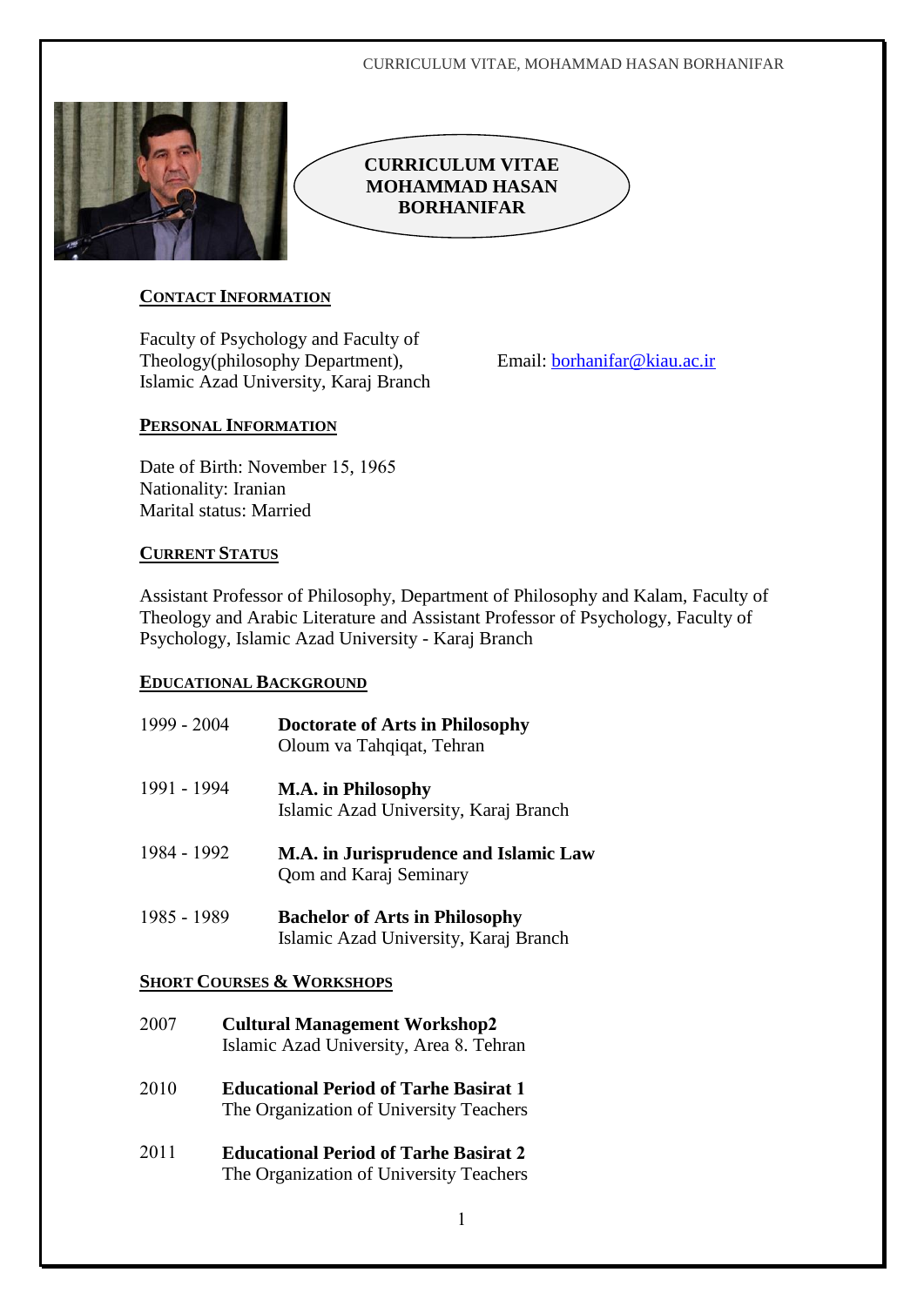# CURRICULUM VITAE MOHAMMAD HASAN BORHANIFAR

## CONTACT INFORMATION

Faculty of Psychology and Faculty of Theology(philosophy Department), Islamic Azad University, Karaj Branch

Email: borhanifar@kiau.ac.ir

## PERSONAL INFORMATION

Date of Birth: November 15, 1965
Nationality: Iranian
Marital status: Married

## CURRENT STATUS

Assistant Professor of Philosophy, Department of Philosophy and Kalam, Faculty of Theology and Arabic Literature and Assistant Professor of Psychology, Faculty of Psychology, Islamic Azad University - Karaj Branch

## EDUCATIONAL BACKGROUND

1999 - 2004 **Doctorate of Arts in Philosophy**
Oloum va Tahqiqat, Tehran

1991 - 1994 **M.A. in Philosophy**
Islamic Azad University, Karaj Branch

1984 - 1992 **M.A. in Jurisprudence and Islamic Law**
Qom and Karaj Seminary

1985 - 1989 **Bachelor of Arts in Philosophy**
Islamic Azad University, Karaj Branch

## SHORT COURSES & WORKSHOPS

2007 **Cultural Management Workshop2**
Islamic Azad University, Area 8. Tehran

2010 **Educational Period of Tarhe Basirat 1**
The Organization of University Teachers

2011 **Educational Period of Tarhe Basirat 2**
The Organization of University Teachers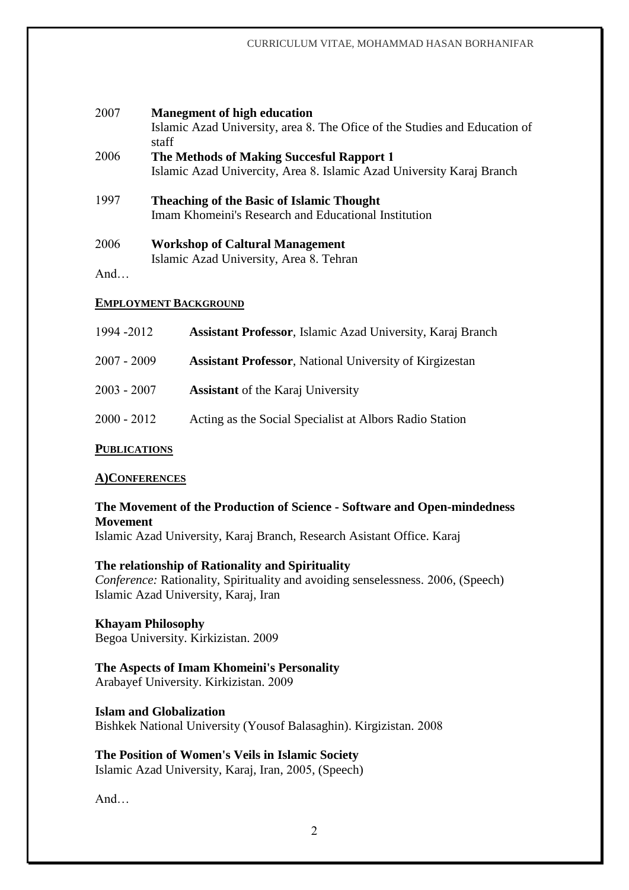2007 **Manegment of high education**
Islamic Azad University, area 8. The Ofice of the Studies and Education of staff

2006 **The Methods of Making Succesful Rapport 1**
Islamic Azad Univercity, Area 8. Islamic Azad University Karaj Branch

1997 **Theaching of the Basic of Islamic Thought**
Imam Khomeini's Research and Educational Institution

2006 **Workshop of Caltural Management**
Islamic Azad University, Area 8. Tehran

And…

## EMPLOYMENT BACKGROUND

| | |
|---|---|
| 1994 -2012 | **Assistant Professor**, Islamic Azad University, Karaj Branch |
| 2007 - 2009 | **Assistant Professor**, National University of Kirgizestan |
| 2003 - 2007 | **Assistant** of the Karaj University |
| 2000 - 2012 | Acting as the Social Specialist at Albors Radio Station |

## PUBLICATIONS

### A)CONFERENCES

**The Movement of the Production of Science - Software and Open-mindedness Movement**
Islamic Azad University, Karaj Branch, Research Asistant Office. Karaj

**The relationship of Rationality and Spirituality**
*Conference:* Rationality, Spirituality and avoiding senselessness. 2006, (Speech)
Islamic Azad University, Karaj, Iran

**Khayam Philosophy**
Begoa University. Kirkizistan. 2009

**The Aspects of Imam Khomeini's Personality**
Arabayef University. Kirkizistan. 2009

**Islam and Globalization**
Bishkek National University (Yousof Balasaghin). Kirgizistan. 2008

**The Position of Women's Veils in Islamic Society**
Islamic Azad University, Karaj, Iran, 2005, (Speech)

And…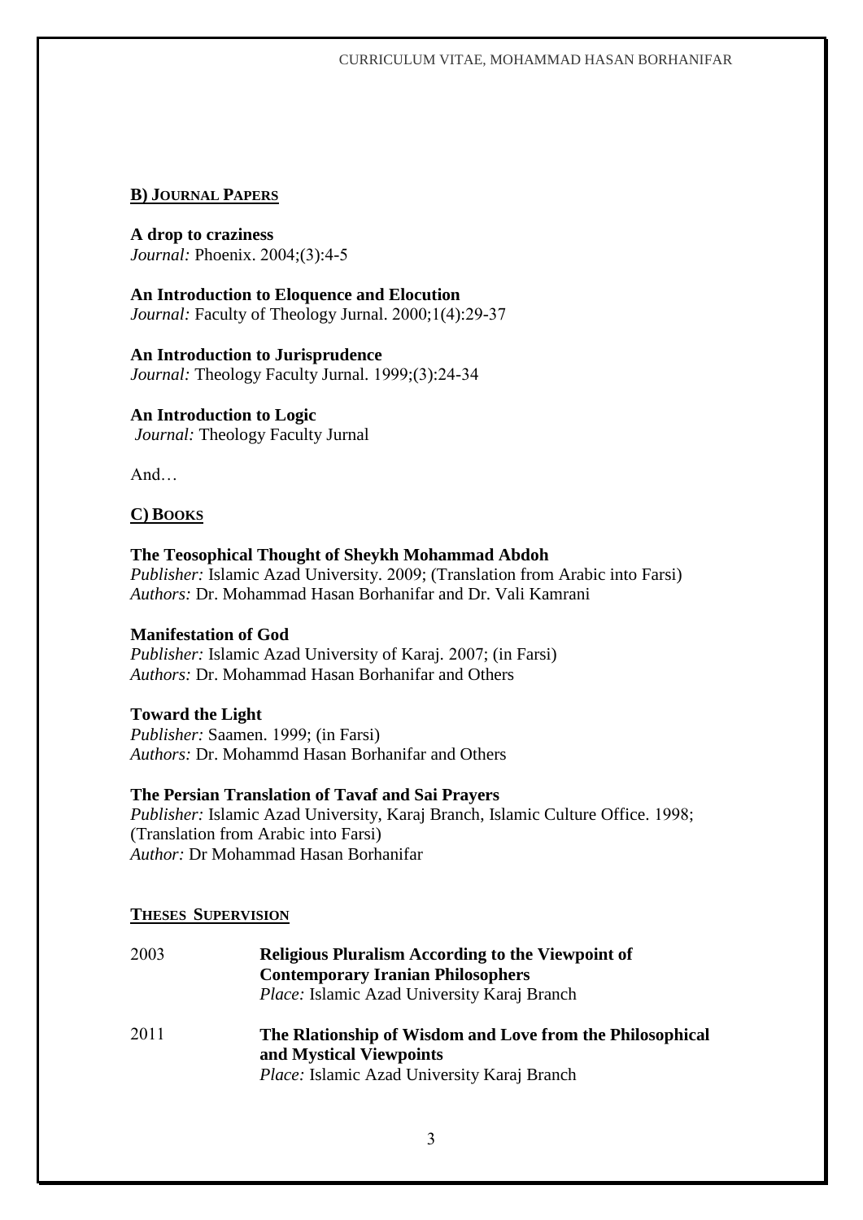## B) JOURNAL PAPERS

**A drop to craziness**
*Journal:* Phoenix. 2004;(3):4-5

**An Introduction to Eloquence and Elocution**
*Journal:* Faculty of Theology Jurnal. 2000;1(4):29-37

**An Introduction to Jurisprudence**
*Journal:* Theology Faculty Jurnal. 1999;(3):24-34

**An Introduction to Logic**
*Journal:* Theology Faculty Jurnal

And…

## C) BOOKS

**The Teosophical Thought of Sheykh Mohammad Abdoh**
*Publisher:* Islamic Azad University. 2009; (Translation from Arabic into Farsi)
*Authors:* Dr. Mohammad Hasan Borhanifar and Dr. Vali Kamrani

**Manifestation of God**
*Publisher:* Islamic Azad University of Karaj. 2007; (in Farsi)
*Authors:* Dr. Mohammad Hasan Borhanifar and Others

**Toward the Light**
*Publisher:* Saamen. 1999; (in Farsi)
*Authors:* Dr. Mohammd Hasan Borhanifar and Others

**The Persian Translation of Tavaf and Sai Prayers**
*Publisher:* Islamic Azad University, Karaj Branch, Islamic Culture Office. 1998; (Translation from Arabic into Farsi)
*Author:* Dr Mohammad Hasan Borhanifar

## THESES SUPERVISION

2003 — **Religious Pluralism According to the Viewpoint of Contemporary Iranian Philosophers**
*Place:* Islamic Azad University Karaj Branch

2011 — **The Rlationship of Wisdom and Love from the Philosophical and Mystical Viewpoints**
*Place:* Islamic Azad University Karaj Branch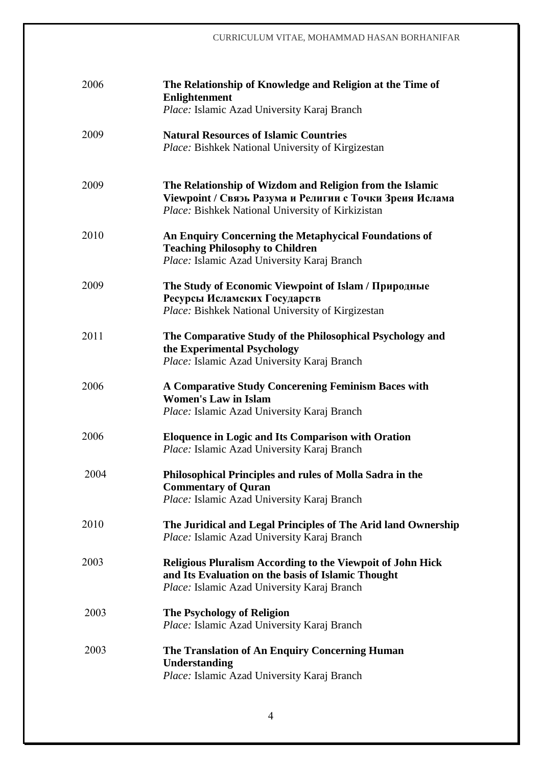2006 **The Relationship of Knowledge and Religion at the Time of Enlightenment**
*Place:* Islamic Azad University Karaj Branch

2009 **Natural Resources of Islamic Countries**
*Place:* Bishkek National University of Kirgizestan

2009 **The Relationship of Wizdom and Religion from the Islamic Viewpoint / Связь Разума и Религии с Точки Зреия Ислама**
*Place:* Bishkek National University of Kirkizistan

2010 **An Enquiry Concerning the Metaphycical Foundations of Teaching Philosophy to Children**
*Place:* Islamic Azad University Karaj Branch

2009 **The Study of Economic Viewpoint of Islam / Природные Ресурсы Исламских Государств**
*Place:* Bishkek National University of Kirgizestan

2011 **The Comparative Study of the Philosophical Psychology and the Experimental Psychology**
*Place:* Islamic Azad University Karaj Branch

2006 **A Comparative Study Concerening Feminism Baces with Women's Law in Islam**
*Place:* Islamic Azad University Karaj Branch

2006 **Eloquence in Logic and Its Comparison with Oration**
*Place:* Islamic Azad University Karaj Branch

2004 **Philosophical Principles and rules of Molla Sadra in the Commentary of Quran**
*Place:* Islamic Azad University Karaj Branch

2010 **The Juridical and Legal Principles of The Arid land Ownership**
*Place:* Islamic Azad University Karaj Branch

2003 **Religious Pluralism According to the Viewpoit of John Hick and Its Evaluation on the basis of Islamic Thought**
*Place:* Islamic Azad University Karaj Branch

2003 **The Psychology of Religion**
*Place:* Islamic Azad University Karaj Branch

2003 **The Translation of An Enquiry Concerning Human Understanding**
*Place:* Islamic Azad University Karaj Branch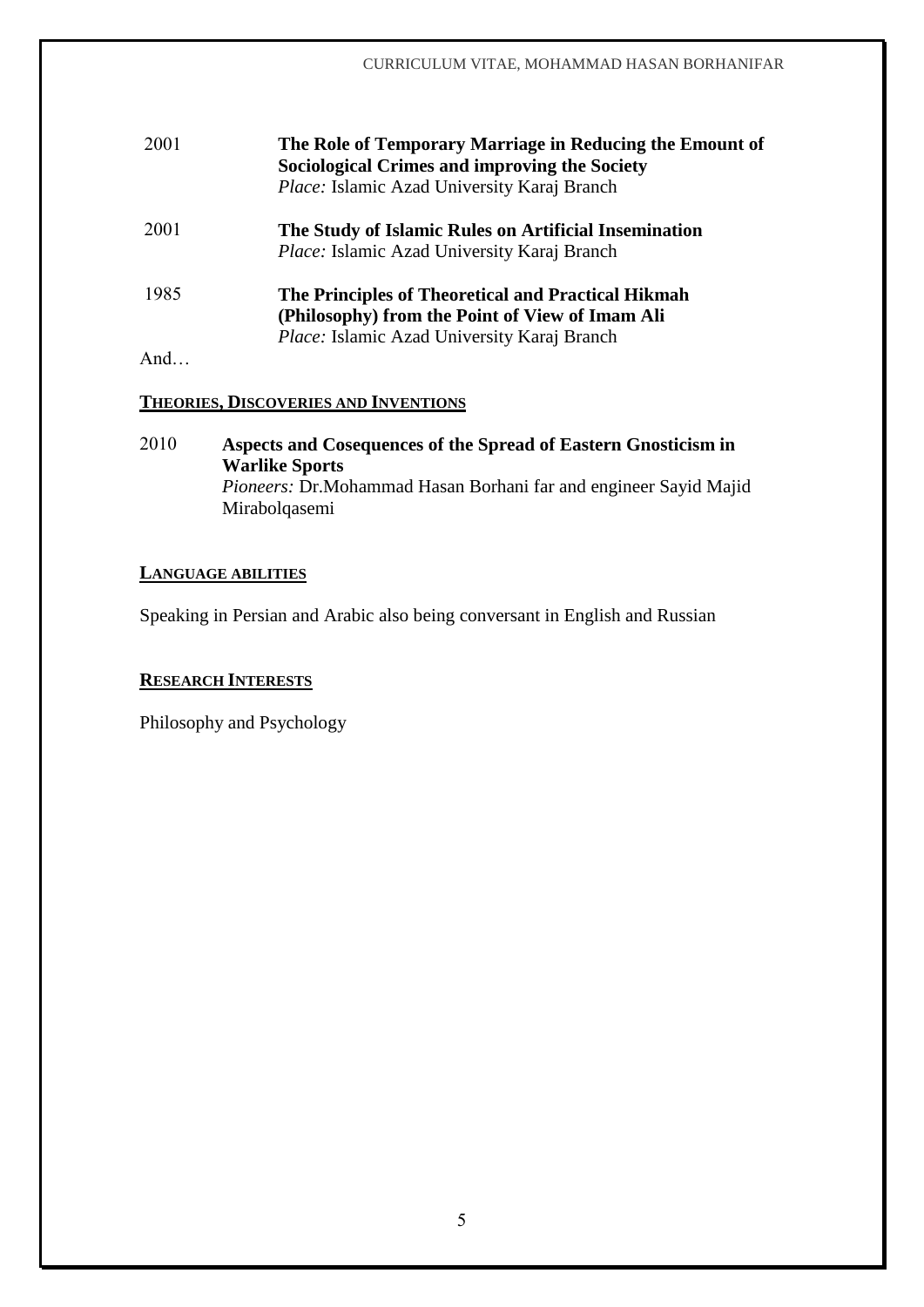2001 **The Role of Temporary Marriage in Reducing the Emount of Sociological Crimes and improving the Society**
*Place:* Islamic Azad University Karaj Branch

2001 **The Study of Islamic Rules on Artificial Insemination**
*Place:* Islamic Azad University Karaj Branch

1985 **The Principles of Theoretical and Practical Hikmah (Philosophy) from the Point of View of Imam Ali**
*Place:* Islamic Azad University Karaj Branch

And…

## THEORIES, DISCOVERIES AND INVENTIONS

2010 **Aspects and Cosequences of the Spread of Eastern Gnosticism in Warlike Sports**
*Pioneers:* Dr.Mohammad Hasan Borhani far and engineer Sayid Majid Mirabolqasemi

## LANGUAGE ABILITIES

Speaking in Persian and Arabic also being conversant in English and Russian

## RESEARCH INTERESTS

Philosophy and Psychology